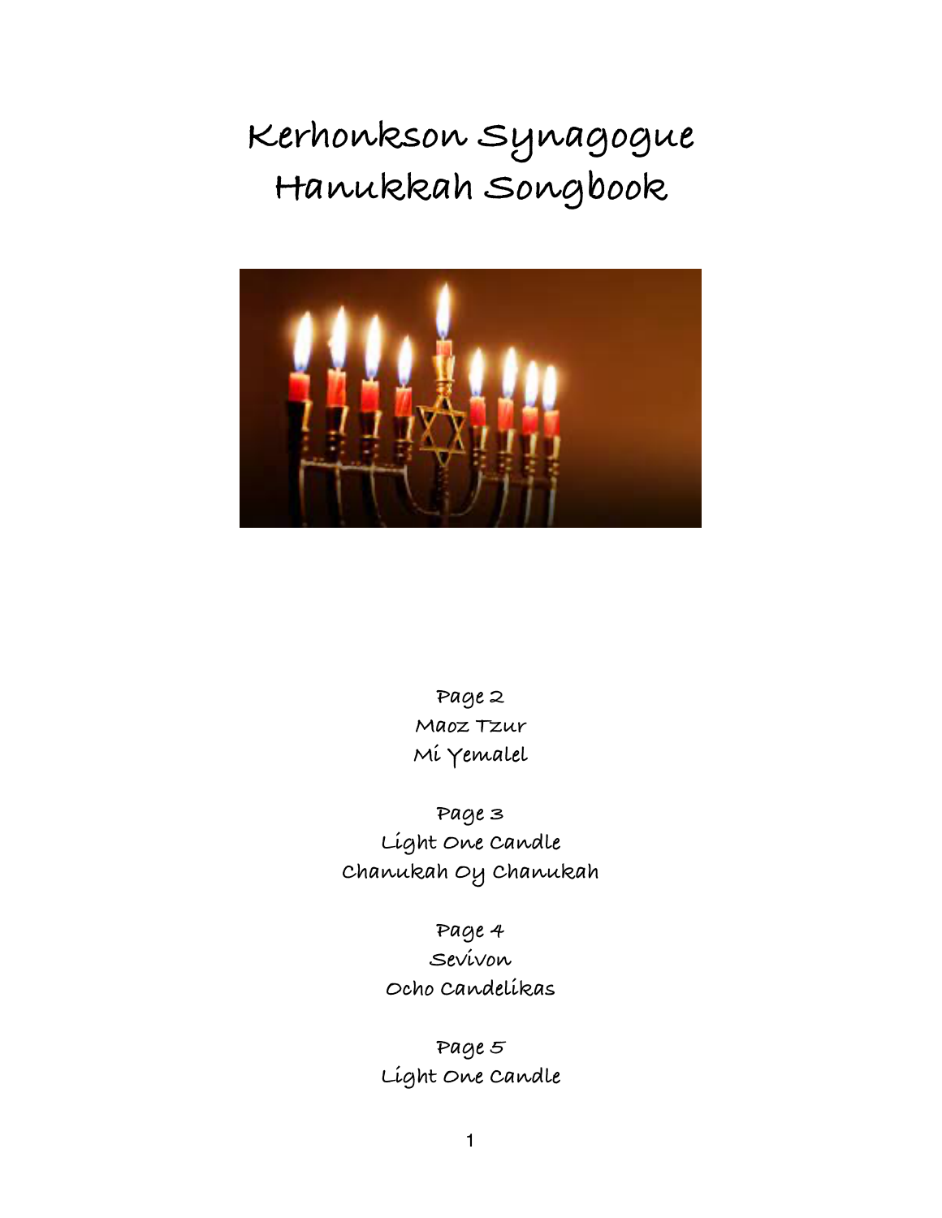# Kerhonkson Synagogue Hanukkah Songbook

Page 2
Maoz Tzur
Mi Yemalel

Page 3
Light One Candle
Chanukah Oy Chanukah

Page 4
Sevivon
Ocho Candelikas

Page 5
Light One Candle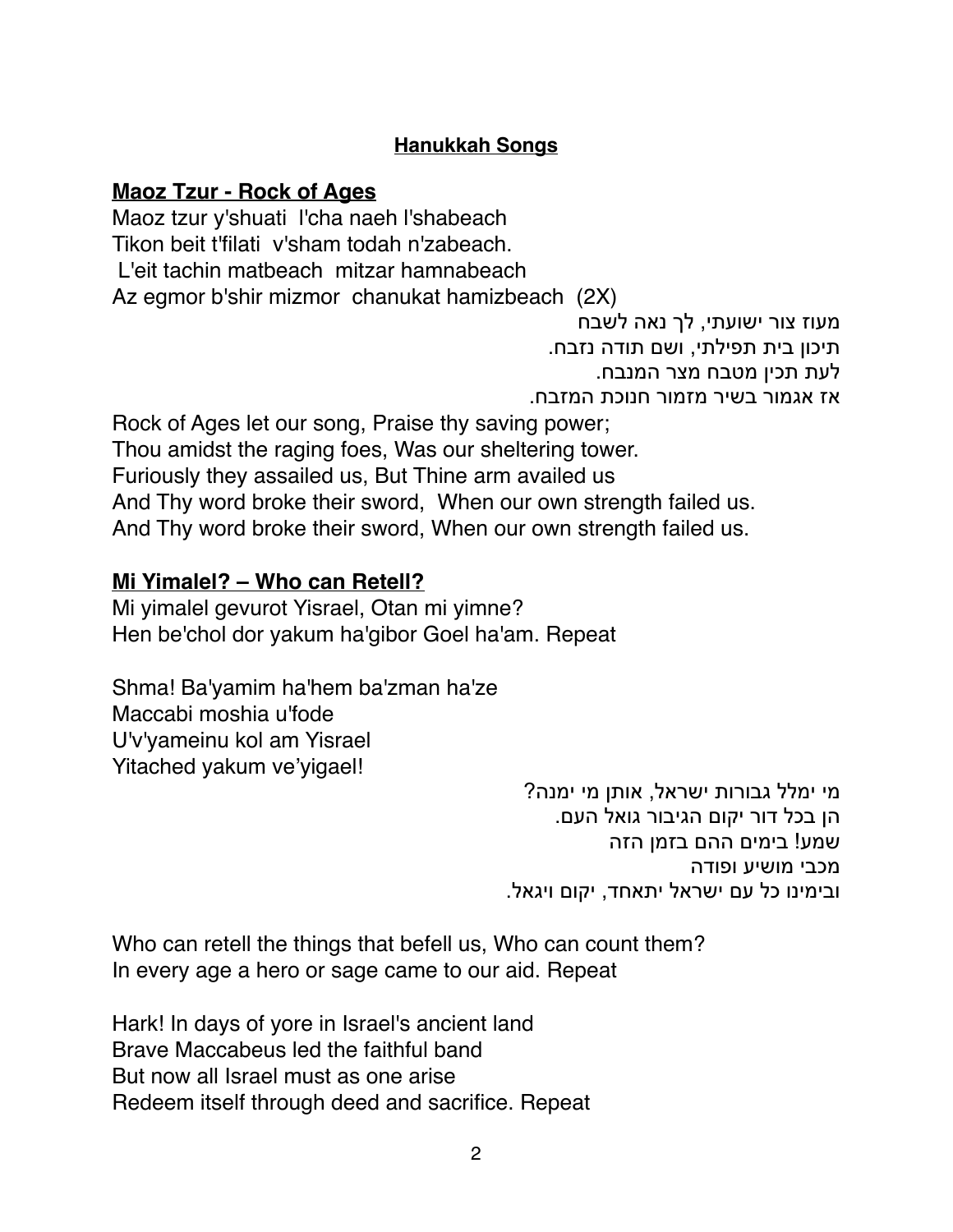# Hanukkah Songs

## Maoz Tzur - Rock of Ages

Maoz tzur y'shuati  l'cha naeh l'shabeach
Tikon beit t'filati  v'sham todah n'zabeach.
L'eit tachin matbeach  mitzar hamnabeach
Az egmor b'shir mizmor  chanukat hamizbeach  (2X)

מעוז צור ישועתי, לך נאה לשבח
תיכון בית תפילתי, ושם תודה נזבח.
לעת תכין מטבח מצר המנבח.
אז אגמור בשיר מזמור חנוכת המזבח.

Rock of Ages let our song, Praise thy saving power;
Thou amidst the raging foes, Was our sheltering tower.
Furiously they assailed us, But Thine arm availed us
And Thy word broke their sword,  When our own strength failed us.
And Thy word broke their sword, When our own strength failed us.

## Mi Yimalel? – Who can Retell?

Mi yimalel gevurot Yisrael, Otan mi yimne?
Hen be'chol dor yakum ha'gibor Goel ha'am. Repeat

Shma! Ba'yamim ha'hem ba'zman ha'ze
Maccabi moshia u'fode
U'v'yameinu kol am Yisrael
Yitached yakum ve'yigael!

מי ימלל גבורות ישראל, אותן מי ימנה?
הן בכל דור יקום הגיבור גואל העם.
שמע! בימים ההם בזמן הזה
מכבי מושיע ופודה
ובימינו כל עם ישראל יתאחד, יקום ויגאל.

Who can retell the things that befell us, Who can count them?
In every age a hero or sage came to our aid. Repeat

Hark! In days of yore in Israel's ancient land
Brave Maccabeus led the faithful band
But now all Israel must as one arise
Redeem itself through deed and sacrifice. Repeat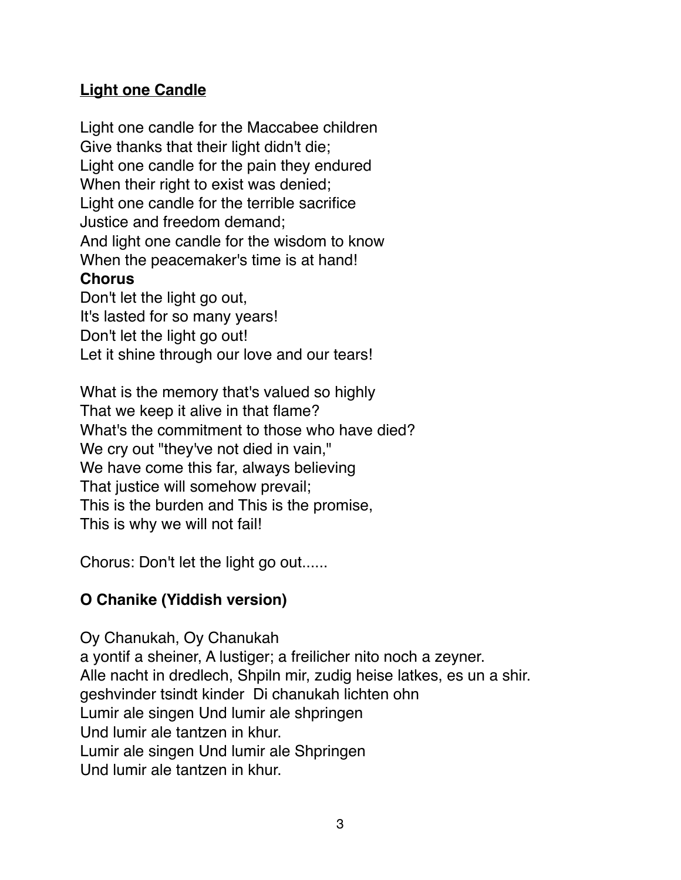**Light one Candle**

Light one candle for the Maccabee children
Give thanks that their light didn't die;
Light one candle for the pain they endured
When their right to exist was denied;
Light one candle for the terrible sacrifice
Justice and freedom demand;
And light one candle for the wisdom to know
When the peacemaker's time is at hand!

**Chorus**

Don't let the light go out,
It's lasted for so many years!
Don't let the light go out!
Let it shine through our love and our tears!

What is the memory that's valued so highly
That we keep it alive in that flame?
What's the commitment to those who have died?
We cry out "they've not died in vain,"
We have come this far, always believing
That justice will somehow prevail;
This is the burden and This is the promise,
This is why we will not fail!

Chorus: Don't let the light go out......

**O Chanike (Yiddish version)**

Oy Chanukah, Oy Chanukah
a yontif a sheiner, A lustiger; a freilicher nito noch a zeyner.
Alle nacht in dredlech, Shpiln mir, zudig heise latkes, es un a shir.
geshvinder tsindt kinder  Di chanukah lichten ohn
Lumir ale singen Und lumir ale shpringen
Und lumir ale tantzen in khur.
Lumir ale singen Und lumir ale Shpringen
Und lumir ale tantzen in khur.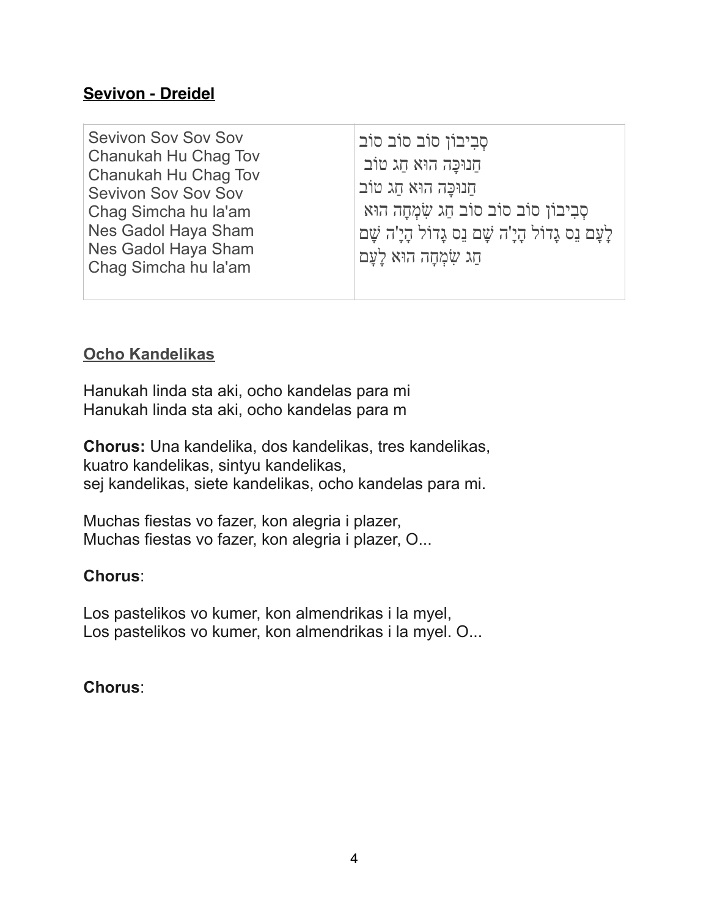**Sevivon - Dreidel**

| Sevivon Sov Sov Sov<br>Chanukah Hu Chag Tov<br>Chanukah Hu Chag Tov<br>Sevivon Sov Sov Sov<br>Chag Simcha hu la'am<br>Nes Gadol Haya Sham<br>Nes Gadol Haya Sham<br>Chag Simcha hu la'am | סְבִיבוֹן סוֹב סוֹב סוֹב<br>חֲנוּכָּה הוּא חַג טוֹב<br>חֲנוּכָּה הוּא חַג טוֹב<br>סְבִיבוֹן סוֹב סוֹב חַג שִׂמְחָה הוּא<br>לָעָם נֵס גָדוֹל הָיָ'ה שָׁם נֵס גָדוֹל הָיָ'ה שָׁם<br>חַג שִׂמְחָה הוּא לָעָם |
|---|---|

**Ocho Kandelikas**

Hanukah linda sta aki, ocho kandelas para mi
Hanukah linda sta aki, ocho kandelas para m

**Chorus:** Una kandelika, dos kandelikas, tres kandelikas,
kuatro kandelikas, sintyu kandelikas,
sej kandelikas, siete kandelikas, ocho kandelas para mi.

Muchas fiestas vo fazer, kon alegria i plazer,
Muchas fiestas vo fazer, kon alegria i plazer, O...

**Chorus**:

Los pastelikos vo kumer, kon almendrikas i la myel,
Los pastelikos vo kumer, kon almendrikas i la myel. O...

**Chorus**: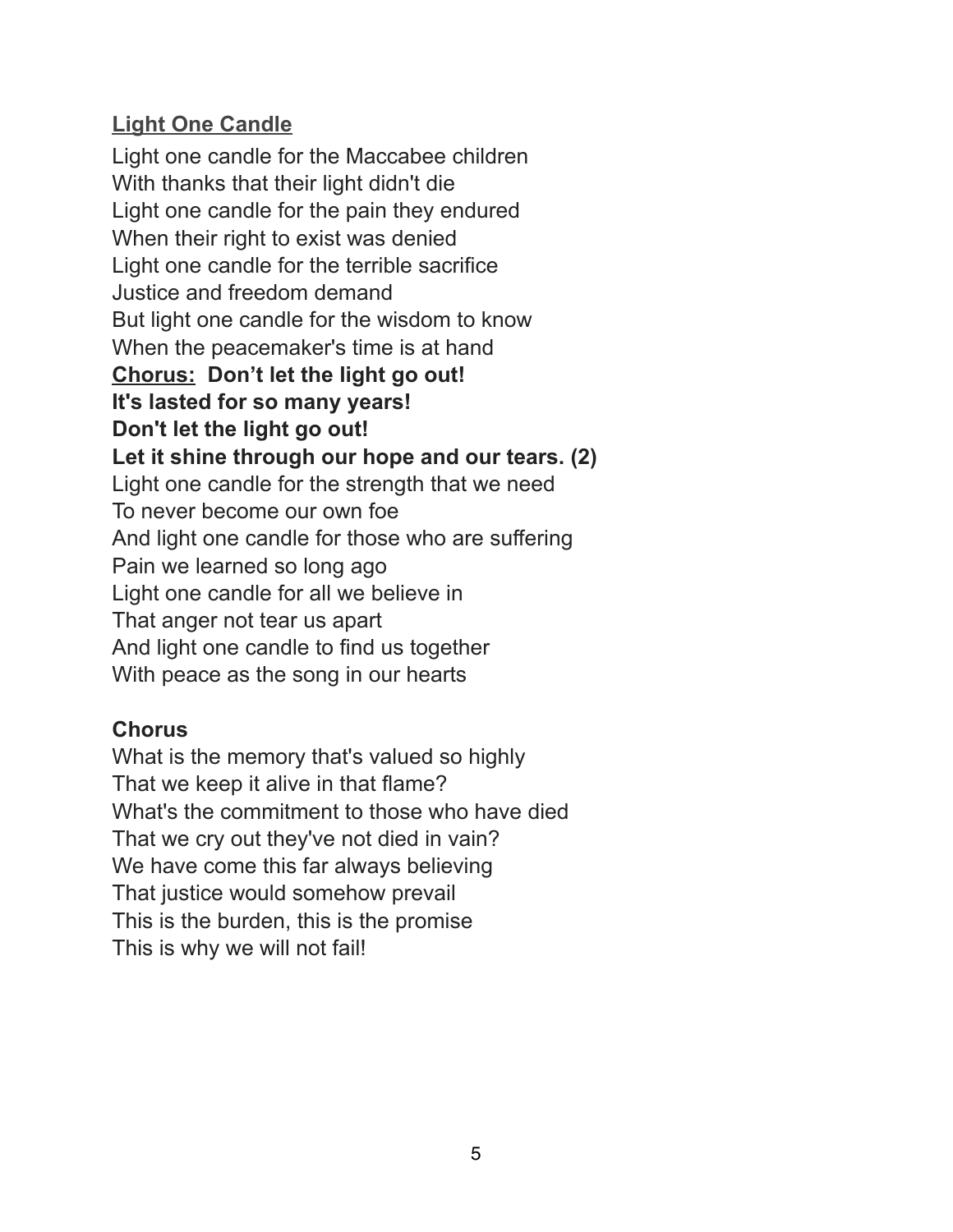__Light One Candle__

Light one candle for the Maccabee children
With thanks that their light didn't die
Light one candle for the pain they endured
When their right to exist was denied
Light one candle for the terrible sacrifice
Justice and freedom demand
But light one candle for the wisdom to know
When the peacemaker's time is at hand
**__Chorus:__ Don’t let the light go out!**
**It's lasted for so many years!**
**Don't let the light go out!**
**Let it shine through our hope and our tears. (2)**
Light one candle for the strength that we need
To never become our own foe
And light one candle for those who are suffering
Pain we learned so long ago
Light one candle for all we believe in
That anger not tear us apart
And light one candle to find us together
With peace as the song in our hearts

**Chorus**
What is the memory that's valued so highly
That we keep it alive in that flame?
What's the commitment to those who have died
That we cry out they've not died in vain?
We have come this far always believing
That justice would somehow prevail
This is the burden, this is the promise
This is why we will not fail!